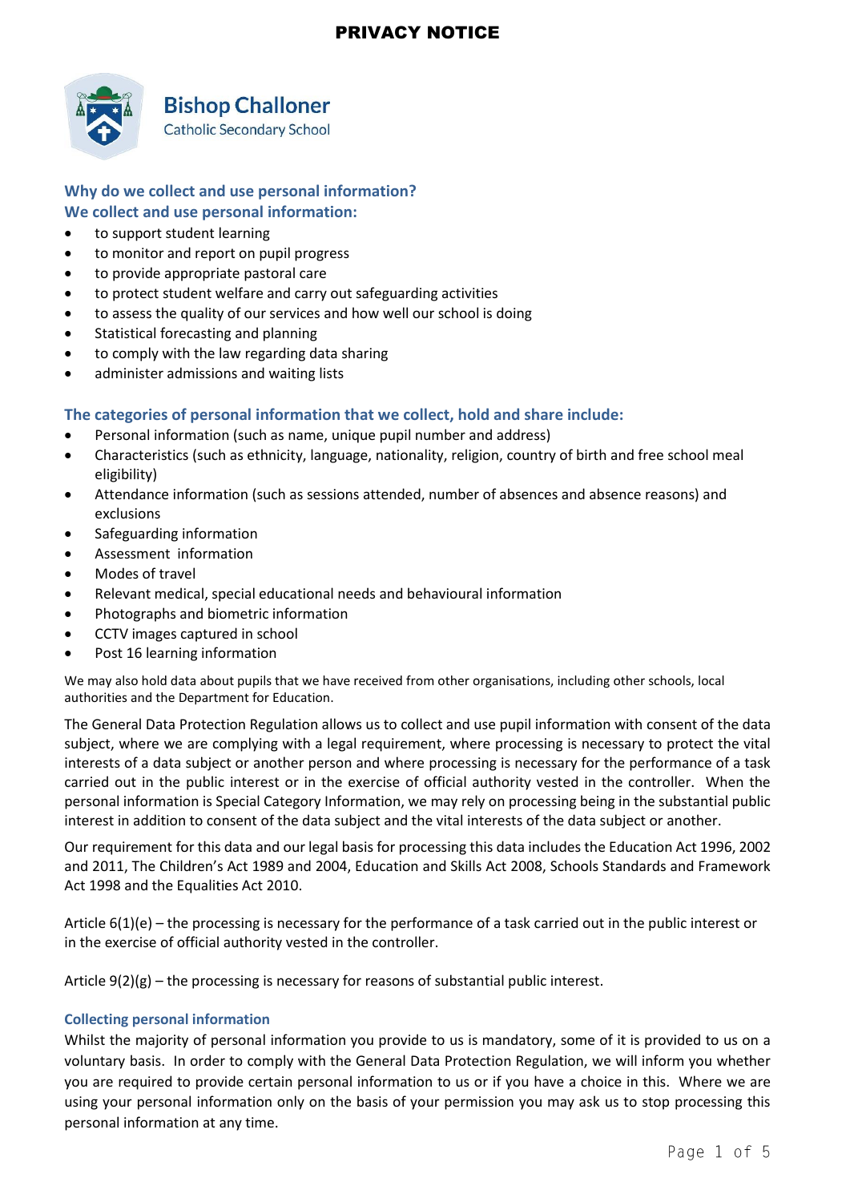# PRIVACY NOTICE

**Bishop Challoner**
Catholic Secondary School

## Why do we collect and use personal information?

### We collect and use personal information:

- to support student learning
- to monitor and report on pupil progress
- to provide appropriate pastoral care
- to protect student welfare and carry out safeguarding activities
- to assess the quality of our services and how well our school is doing
- Statistical forecasting and planning
- to comply with the law regarding data sharing
- administer admissions and waiting lists

## The categories of personal information that we collect, hold and share include:

- Personal information (such as name, unique pupil number and address)
- Characteristics (such as ethnicity, language, nationality, religion, country of birth and free school meal eligibility)
- Attendance information (such as sessions attended, number of absences and absence reasons) and exclusions
- Safeguarding information
- Assessment information
- Modes of travel
- Relevant medical, special educational needs and behavioural information
- Photographs and biometric information
- CCTV images captured in school
- Post 16 learning information

We may also hold data about pupils that we have received from other organisations, including other schools, local authorities and the Department for Education.

The General Data Protection Regulation allows us to collect and use pupil information with consent of the data subject, where we are complying with a legal requirement, where processing is necessary to protect the vital interests of a data subject or another person and where processing is necessary for the performance of a task carried out in the public interest or in the exercise of official authority vested in the controller. When the personal information is Special Category Information, we may rely on processing being in the substantial public interest in addition to consent of the data subject and the vital interests of the data subject or another.

Our requirement for this data and our legal basis for processing this data includes the Education Act 1996, 2002 and 2011, The Children's Act 1989 and 2004, Education and Skills Act 2008, Schools Standards and Framework Act 1998 and the Equalities Act 2010.

Article 6(1)(e) – the processing is necessary for the performance of a task carried out in the public interest or in the exercise of official authority vested in the controller.

Article 9(2)(g) – the processing is necessary for reasons of substantial public interest.

### Collecting personal information

Whilst the majority of personal information you provide to us is mandatory, some of it is provided to us on a voluntary basis. In order to comply with the General Data Protection Regulation, we will inform you whether you are required to provide certain personal information to us or if you have a choice in this. Where we are using your personal information only on the basis of your permission you may ask us to stop processing this personal information at any time.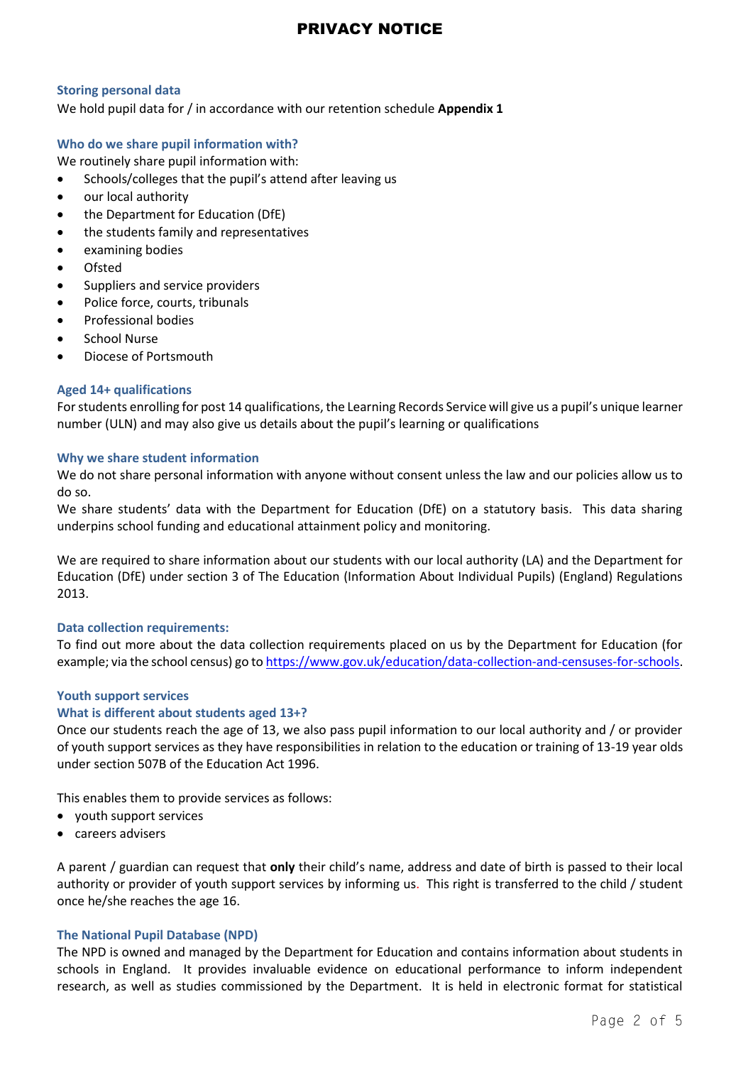#### Storing personal data

We hold pupil data for / in accordance with our retention schedule **Appendix 1**

#### Who do we share pupil information with?

We routinely share pupil information with:

- Schools/colleges that the pupil's attend after leaving us
- our local authority
- the Department for Education (DfE)
- the students family and representatives
- examining bodies
- Ofsted
- Suppliers and service providers
- Police force, courts, tribunals
- Professional bodies
- School Nurse
- Diocese of Portsmouth

#### Aged 14+ qualifications

For students enrolling for post 14 qualifications, the Learning Records Service will give us a pupil's unique learner number (ULN) and may also give us details about the pupil's learning or qualifications

#### Why we share student information

We do not share personal information with anyone without consent unless the law and our policies allow us to do so.

We share students' data with the Department for Education (DfE) on a statutory basis. This data sharing underpins school funding and educational attainment policy and monitoring.

We are required to share information about our students with our local authority (LA) and the Department for Education (DfE) under section 3 of The Education (Information About Individual Pupils) (England) Regulations 2013.

#### Data collection requirements:

To find out more about the data collection requirements placed on us by the Department for Education (for example; via the school census) go to https://www.gov.uk/education/data-collection-and-censuses-for-schools.

#### Youth support services

#### What is different about students aged 13+?

Once our students reach the age of 13, we also pass pupil information to our local authority and / or provider of youth support services as they have responsibilities in relation to the education or training of 13-19 year olds under section 507B of the Education Act 1996.

This enables them to provide services as follows:

- youth support services
- careers advisers

A parent / guardian can request that **only** their child's name, address and date of birth is passed to their local authority or provider of youth support services by informing us. This right is transferred to the child / student once he/she reaches the age 16.

#### The National Pupil Database (NPD)

The NPD is owned and managed by the Department for Education and contains information about students in schools in England. It provides invaluable evidence on educational performance to inform independent research, as well as studies commissioned by the Department. It is held in electronic format for statistical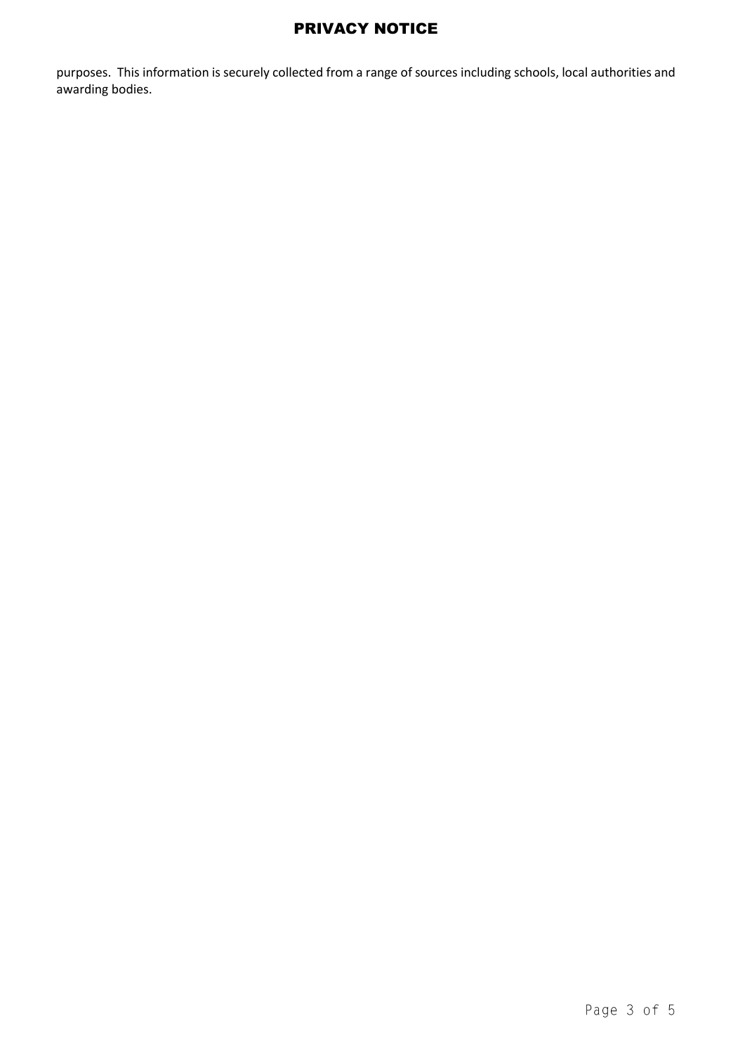purposes. This information is securely collected from a range of sources including schools, local authorities and awarding bodies.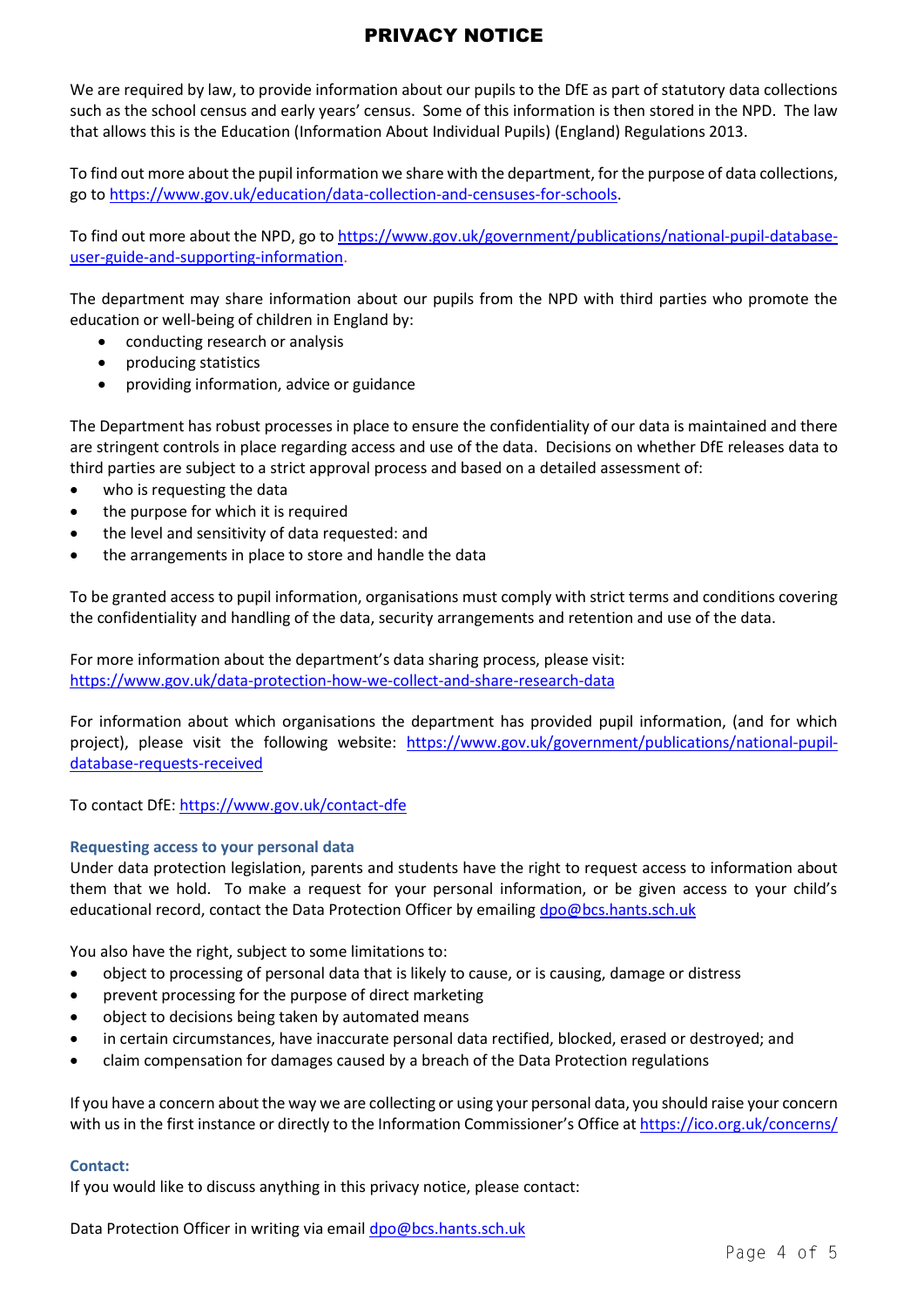# PRIVACY NOTICE

We are required by law, to provide information about our pupils to the DfE as part of statutory data collections such as the school census and early years' census. Some of this information is then stored in the NPD. The law that allows this is the Education (Information About Individual Pupils) (England) Regulations 2013.

To find out more about the pupil information we share with the department, for the purpose of data collections, go to https://www.gov.uk/education/data-collection-and-censuses-for-schools.

To find out more about the NPD, go to https://www.gov.uk/government/publications/national-pupil-database-user-guide-and-supporting-information.

The department may share information about our pupils from the NPD with third parties who promote the education or well-being of children in England by:

- conducting research or analysis
- producing statistics
- providing information, advice or guidance

The Department has robust processes in place to ensure the confidentiality of our data is maintained and there are stringent controls in place regarding access and use of the data. Decisions on whether DfE releases data to third parties are subject to a strict approval process and based on a detailed assessment of:

- who is requesting the data
- the purpose for which it is required
- the level and sensitivity of data requested: and
- the arrangements in place to store and handle the data

To be granted access to pupil information, organisations must comply with strict terms and conditions covering the confidentiality and handling of the data, security arrangements and retention and use of the data.

For more information about the department's data sharing process, please visit:
https://www.gov.uk/data-protection-how-we-collect-and-share-research-data

For information about which organisations the department has provided pupil information, (and for which project), please visit the following website: https://www.gov.uk/government/publications/national-pupil-database-requests-received

To contact DfE: https://www.gov.uk/contact-dfe

### Requesting access to your personal data

Under data protection legislation, parents and students have the right to request access to information about them that we hold. To make a request for your personal information, or be given access to your child's educational record, contact the Data Protection Officer by emailing dpo@bcs.hants.sch.uk

You also have the right, subject to some limitations to:

- object to processing of personal data that is likely to cause, or is causing, damage or distress
- prevent processing for the purpose of direct marketing
- object to decisions being taken by automated means
- in certain circumstances, have inaccurate personal data rectified, blocked, erased or destroyed; and
- claim compensation for damages caused by a breach of the Data Protection regulations

If you have a concern about the way we are collecting or using your personal data, you should raise your concern with us in the first instance or directly to the Information Commissioner's Office at https://ico.org.uk/concerns/

### Contact:

If you would like to discuss anything in this privacy notice, please contact:

Data Protection Officer in writing via email dpo@bcs.hants.sch.uk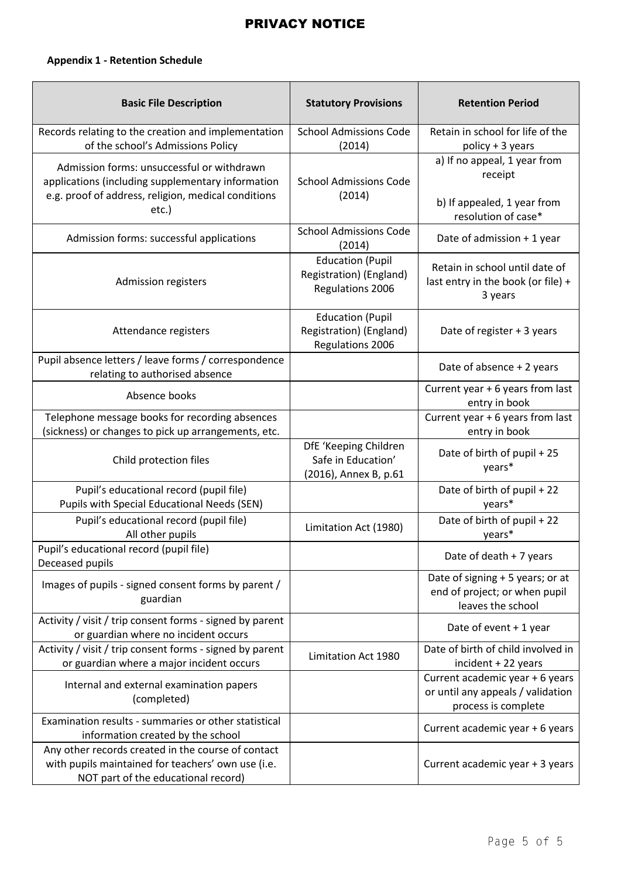# PRIVACY NOTICE

**Appendix 1 - Retention Schedule**

| Basic File Description | Statutory Provisions | Retention Period |
|---|---|---|
| Records relating to the creation and implementation of the school's Admissions Policy | School Admissions Code (2014) | Retain in school for life of the policy + 3 years |
| Admission forms: unsuccessful or withdrawn applications (including supplementary information e.g. proof of address, religion, medical conditions etc.) | School Admissions Code (2014) | a) If no appeal, 1 year from receipt<br><br>b) If appealed, 1 year from resolution of case* |
| Admission forms: successful applications | School Admissions Code (2014) | Date of admission + 1 year |
| Admission registers | Education (Pupil Registration) (England) Regulations 2006 | Retain in school until date of last entry in the book (or file) + 3 years |
| Attendance registers | Education (Pupil Registration) (England) Regulations 2006 | Date of register + 3 years |
| Pupil absence letters / leave forms / correspondence relating to authorised absence | | Date of absence + 2 years |
| Absence books | | Current year + 6 years from last entry in book |
| Telephone message books for recording absences (sickness) or changes to pick up arrangements, etc. | | Current year + 6 years from last entry in book |
| Child protection files | DfE 'Keeping Children Safe in Education' (2016), Annex B, p.61 | Date of birth of pupil + 25 years* |
| Pupil's educational record (pupil file)<br>Pupils with Special Educational Needs (SEN) | | Date of birth of pupil + 22 years* |
| Pupil's educational record (pupil file)<br>All other pupils | Limitation Act (1980) | Date of birth of pupil + 22 years* |
| Pupil's educational record (pupil file)<br>Deceased pupils | | Date of death + 7 years |
| Images of pupils - signed consent forms by parent / guardian | | Date of signing + 5 years; or at end of project; or when pupil leaves the school |
| Activity / visit / trip consent forms - signed by parent or guardian where no incident occurs | | Date of event + 1 year |
| Activity / visit / trip consent forms - signed by parent or guardian where a major incident occurs | Limitation Act 1980 | Date of birth of child involved in incident + 22 years |
| Internal and external examination papers (completed) | | Current academic year + 6 years or until any appeals / validation process is complete |
| Examination results - summaries or other statistical information created by the school | | Current academic year + 6 years |
| Any other records created in the course of contact with pupils maintained for teachers' own use (i.e. NOT part of the educational record) | | Current academic year + 3 years |